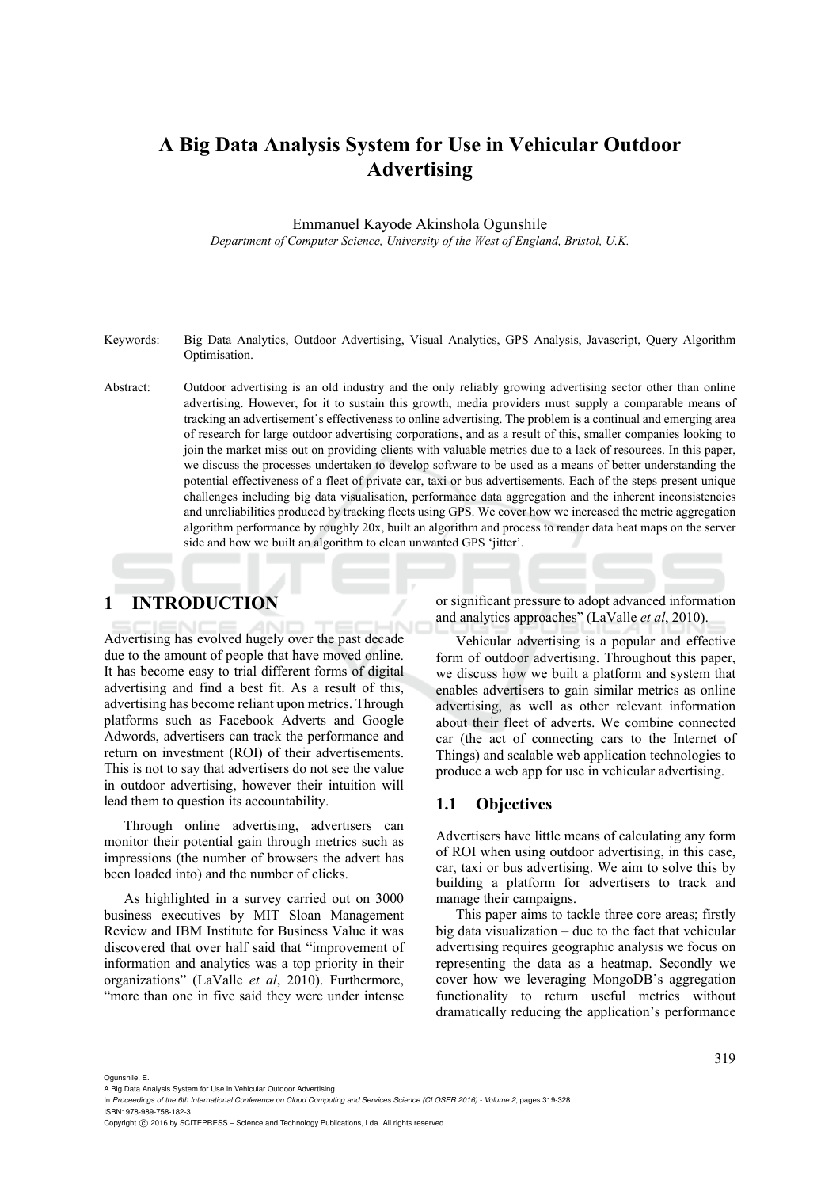# A Big Data Analysis System for Use in Vehicular Outdoor Advertising

Emmanuel Kayode Akinshola Ogunshile

*Department of Computer Science, University of the West of England, Bristol, U.K.*

Keywords: Big Data Analytics, Outdoor Advertising, Visual Analytics, GPS Analysis, Javascript, Query Algorithm Optimisation.

Abstract: Outdoor advertising is an old industry and the only reliably growing advertising sector other than online advertising. However, for it to sustain this growth, media providers must supply a comparable means of tracking an advertisement's effectiveness to online advertising. The problem is a continual and emerging area of research for large outdoor advertising corporations, and as a result of this, smaller companies looking to join the market miss out on providing clients with valuable metrics due to a lack of resources. In this paper, we discuss the processes undertaken to develop software to be used as a means of better understanding the potential effectiveness of a fleet of private car, taxi or bus advertisements. Each of the steps present unique challenges including big data visualisation, performance data aggregation and the inherent inconsistencies and unreliabilities produced by tracking fleets using GPS. We cover how we increased the metric aggregation algorithm performance by roughly 20x, built an algorithm and process to render data heat maps on the server side and how we built an algorithm to clean unwanted GPS 'jitter'.

## 1 INTRODUCTION

Advertising has evolved hugely over the past decade due to the amount of people that have moved online. It has become easy to trial different forms of digital advertising and find a best fit. As a result of this, advertising has become reliant upon metrics. Through platforms such as Facebook Adverts and Google Adwords, advertisers can track the performance and return on investment (ROI) of their advertisements. This is not to say that advertisers do not see the value in outdoor advertising, however their intuition will lead them to question its accountability.

Through online advertising, advertisers can monitor their potential gain through metrics such as impressions (the number of browsers the advert has been loaded into) and the number of clicks.

As highlighted in a survey carried out on 3000 business executives by MIT Sloan Management Review and IBM Institute for Business Value it was discovered that over half said that "improvement of information and analytics was a top priority in their organizations" (LaValle *et al*, 2010). Furthermore, "more than one in five said they were under intense or significant pressure to adopt advanced information and analytics approaches" (LaValle *et al*, 2010).

Vehicular advertising is a popular and effective form of outdoor advertising. Throughout this paper, we discuss how we built a platform and system that enables advertisers to gain similar metrics as online advertising, as well as other relevant information about their fleet of adverts. We combine connected car (the act of connecting cars to the Internet of Things) and scalable web application technologies to produce a web app for use in vehicular advertising.

### 1.1 Objectives

Advertisers have little means of calculating any form of ROI when using outdoor advertising, in this case, car, taxi or bus advertising. We aim to solve this by building a platform for advertisers to track and manage their campaigns.

This paper aims to tackle three core areas; firstly big data visualization – due to the fact that vehicular advertising requires geographic analysis we focus on representing the data as a heatmap. Secondly we cover how we leveraging MongoDB's aggregation functionality to return useful metrics without dramatically reducing the application's performance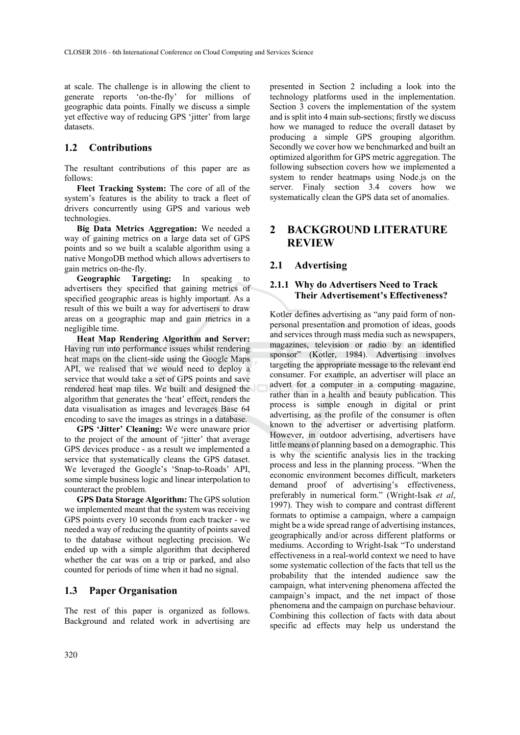at scale. The challenge is in allowing the client to generate reports 'on-the-fly' for millions of geographic data points. Finally we discuss a simple yet effective way of reducing GPS 'jitter' from large datasets.

## 1.2 Contributions

The resultant contributions of this paper are as follows:

**Fleet Tracking System:** The core of all of the system's features is the ability to track a fleet of drivers concurrently using GPS and various web technologies.

**Big Data Metrics Aggregation:** We needed a way of gaining metrics on a large data set of GPS points and so we built a scalable algorithm using a native MongoDB method which allows advertisers to gain metrics on-the-fly.

**Geographic Targeting:** In speaking to advertisers they specified that gaining metrics of specified geographic areas is highly important. As a result of this we built a way for advertisers to draw areas on a geographic map and gain metrics in a negligible time.

**Heat Map Rendering Algorithm and Server:** Having run into performance issues whilst rendering heat maps on the client-side using the Google Maps API, we realised that we would need to deploy a service that would take a set of GPS points and save rendered heat map tiles. We built and designed the algorithm that generates the 'heat' effect, renders the data visualisation as images and leverages Base 64 encoding to save the images as strings in a database.

**GPS 'Jitter' Cleaning:** We were unaware prior to the project of the amount of 'jitter' that average GPS devices produce - as a result we implemented a service that systematically cleans the GPS dataset. We leveraged the Google's 'Snap-to-Roads' API, some simple business logic and linear interpolation to counteract the problem.

**GPS Data Storage Algorithm:** The GPS solution we implemented meant that the system was receiving GPS points every 10 seconds from each tracker - we needed a way of reducing the quantity of points saved to the database without neglecting precision. We ended up with a simple algorithm that deciphered whether the car was on a trip or parked, and also counted for periods of time when it had no signal.

## 1.3 Paper Organisation

The rest of this paper is organized as follows. Background and related work in advertising are presented in Section 2 including a look into the technology platforms used in the implementation. Section 3 covers the implementation of the system and is split into 4 main sub-sections; firstly we discuss how we managed to reduce the overall dataset by producing a simple GPS grouping algorithm. Secondly we cover how we benchmarked and built an optimized algorithm for GPS metric aggregation. The following subsection covers how we implemented a system to render heatmaps using Node.js on the server. Finaly section 3.4 covers how we systematically clean the GPS data set of anomalies.

# 2 BACKGROUND LITERATURE REVIEW

## 2.1 Advertising

### 2.1.1 Why do Advertisers Need to Track Their Advertisement's Effectiveness?

Kotler defines advertising as "any paid form of non-personal presentation and promotion of ideas, goods and services through mass media such as newspapers, magazines, television or radio by an identified sponsor" (Kotler, 1984). Advertising involves targeting the appropriate message to the relevant end consumer. For example, an advertiser will place an advert for a computer in a computing magazine, rather than in a health and beauty publication. This process is simple enough in digital or print advertising, as the profile of the consumer is often known to the advertiser or advertising platform. However, in outdoor advertising, advertisers have little means of planning based on a demographic. This is why the scientific analysis lies in the tracking process and less in the planning process. "When the economic environment becomes difficult, marketers demand proof of advertising's effectiveness, preferably in numerical form." (Wright-Isak *et al*, 1997). They wish to compare and contrast different formats to optimise a campaign, where a campaign might be a wide spread range of advertising instances, geographically and/or across different platforms or mediums. According to Wright-Isak "To understand effectiveness in a real-world context we need to have some systematic collection of the facts that tell us the probability that the intended audience saw the campaign, what intervening phenomena affected the campaign's impact, and the net impact of those phenomena and the campaign on purchase behaviour. Combining this collection of facts with data about specific ad effects may help us understand the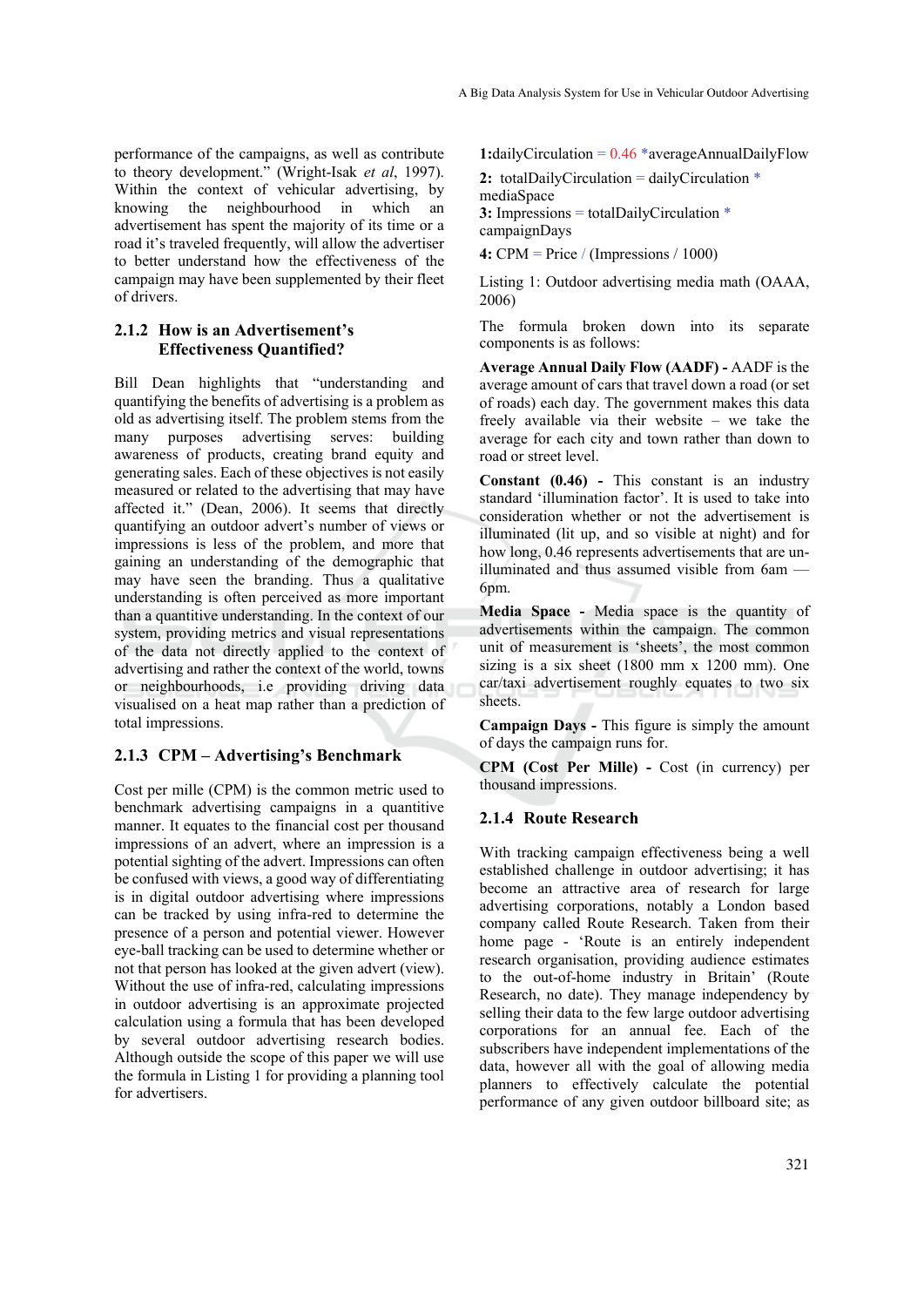performance of the campaigns, as well as contribute to theory development." (Wright-Isak *et al*, 1997). Within the context of vehicular advertising, by knowing the neighbourhood in which an advertisement has spent the majority of its time or a road it's traveled frequently, will allow the advertiser to better understand how the effectiveness of the campaign may have been supplemented by their fleet of drivers.

### 2.1.2 How is an Advertisement's Effectiveness Quantified?

Bill Dean highlights that "understanding and quantifying the benefits of advertising is a problem as old as advertising itself. The problem stems from the many purposes advertising serves: building awareness of products, creating brand equity and generating sales. Each of these objectives is not easily measured or related to the advertising that may have affected it." (Dean, 2006). It seems that directly quantifying an outdoor advert's number of views or impressions is less of the problem, and more that gaining an understanding of the demographic that may have seen the branding. Thus a qualitative understanding is often perceived as more important than a quantitive understanding. In the context of our system, providing metrics and visual representations of the data not directly applied to the context of advertising and rather the context of the world, towns or neighbourhoods, i.e providing driving data visualised on a heat map rather than a prediction of total impressions.

### 2.1.3 CPM – Advertising's Benchmark

Cost per mille (CPM) is the common metric used to benchmark advertising campaigns in a quantitive manner. It equates to the financial cost per thousand impressions of an advert, where an impression is a potential sighting of the advert. Impressions can often be confused with views, a good way of differentiating is in digital outdoor advertising where impressions can be tracked by using infra-red to determine the presence of a person and potential viewer. However eye-ball tracking can be used to determine whether or not that person has looked at the given advert (view). Without the use of infra-red, calculating impressions in outdoor advertising is an approximate projected calculation using a formula that has been developed by several outdoor advertising research bodies. Although outside the scope of this paper we will use the formula in Listing 1 for providing a planning tool for advertisers.

```
1:dailyCirculation = 0.46 *averageAnnualDailyFlow
2: totalDailyCirculation = dailyCirculation * mediaSpace
3: Impressions = totalDailyCirculation * campaignDays
4: CPM = Price / (Impressions / 1000)
```

Listing 1: Outdoor advertising media math (OAAA, 2006)

The formula broken down into its separate components is as follows:

**Average Annual Daily Flow (AADF) -** AADF is the average amount of cars that travel down a road (or set of roads) each day. The government makes this data freely available via their website – we take the average for each city and town rather than down to road or street level.

**Constant (0.46) -** This constant is an industry standard 'illumination factor'. It is used to take into consideration whether or not the advertisement is illuminated (lit up, and so visible at night) and for how long, 0.46 represents advertisements that are un-illuminated and thus assumed visible from 6am — 6pm.

**Media Space -** Media space is the quantity of advertisements within the campaign. The common unit of measurement is 'sheets', the most common sizing is a six sheet (1800 mm x 1200 mm). One car/taxi advertisement roughly equates to two six sheets.

**Campaign Days -** This figure is simply the amount of days the campaign runs for.

**CPM (Cost Per Mille) -** Cost (in currency) per thousand impressions.

### 2.1.4 Route Research

With tracking campaign effectiveness being a well established challenge in outdoor advertising; it has become an attractive area of research for large advertising corporations, notably a London based company called Route Research. Taken from their home page - 'Route is an entirely independent research organisation, providing audience estimates to the out-of-home industry in Britain' (Route Research, no date). They manage independency by selling their data to the few large outdoor advertising corporations for an annual fee. Each of the subscribers have independent implementations of the data, however all with the goal of allowing media planners to effectively calculate the potential performance of any given outdoor billboard site; as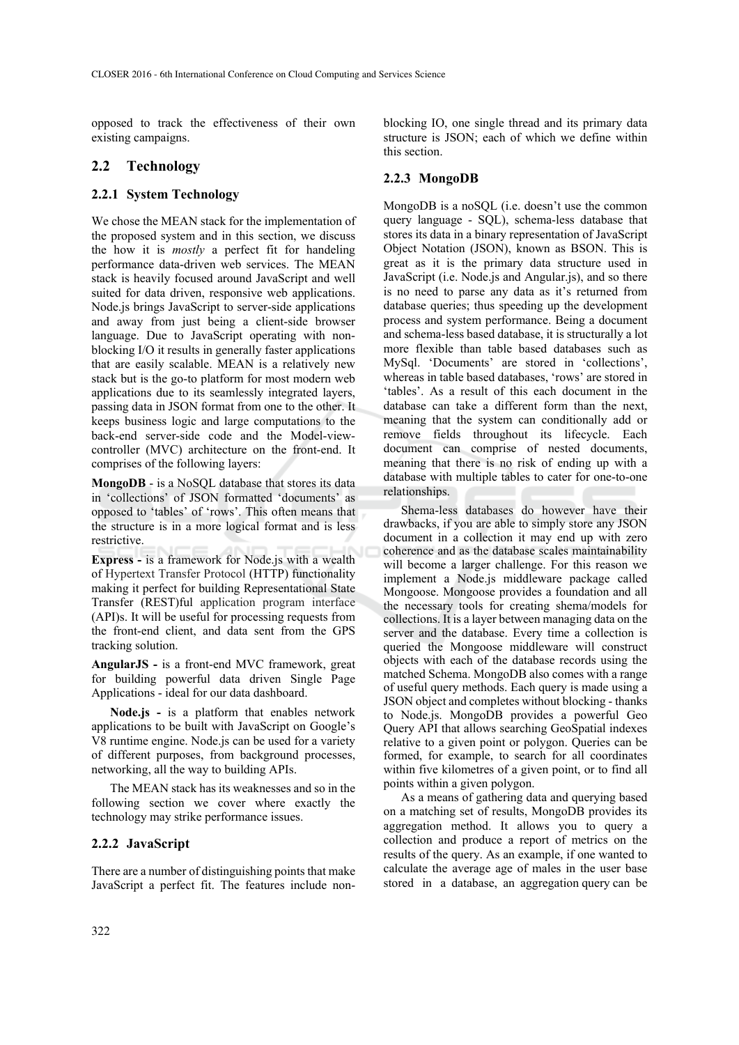opposed to track the effectiveness of their own existing campaigns.

## 2.2 Technology

### 2.2.1 System Technology

We chose the MEAN stack for the implementation of the proposed system and in this section, we discuss the how it is *mostly* a perfect fit for handeling performance data-driven web services. The MEAN stack is heavily focused around JavaScript and well suited for data driven, responsive web applications. Node.js brings JavaScript to server-side applications and away from just being a client-side browser language. Due to JavaScript operating with non-blocking I/O it results in generally faster applications that are easily scalable. MEAN is a relatively new stack but is the go-to platform for most modern web applications due to its seamlessly integrated layers, passing data in JSON format from one to the other. It keeps business logic and large computations to the back-end server-side code and the Model-view-controller (MVC) architecture on the front-end. It comprises of the following layers:

**MongoDB** - is a NoSQL database that stores its data in 'collections' of JSON formatted 'documents' as opposed to 'tables' of 'rows'. This often means that the structure is in a more logical format and is less restrictive.

**Express -** is a framework for Node.js with a wealth of Hypertext Transfer Protocol (HTTP) functionality making it perfect for building Representational State Transfer (REST)ful application program interface (API)s. It will be useful for processing requests from the front-end client, and data sent from the GPS tracking solution.

**AngularJS -** is a front-end MVC framework, great for building powerful data driven Single Page Applications - ideal for our data dashboard.

**Node.js -** is a platform that enables network applications to be built with JavaScript on Google's V8 runtime engine. Node.js can be used for a variety of different purposes, from background processes, networking, all the way to building APIs.

The MEAN stack has its weaknesses and so in the following section we cover where exactly the technology may strike performance issues.

### 2.2.2 JavaScript

There are a number of distinguishing points that make JavaScript a perfect fit. The features include non-blocking IO, one single thread and its primary data structure is JSON; each of which we define within this section.

### 2.2.3 MongoDB

MongoDB is a noSQL (i.e. doesn't use the common query language - SQL), schema-less database that stores its data in a binary representation of JavaScript Object Notation (JSON), known as BSON. This is great as it is the primary data structure used in JavaScript (i.e. Node.js and Angular.js), and so there is no need to parse any data as it's returned from database queries; thus speeding up the development process and system performance. Being a document and schema-less based database, it is structurally a lot more flexible than table based databases such as MySql. 'Documents' are stored in 'collections', whereas in table based databases, 'rows' are stored in 'tables'. As a result of this each document in the database can take a different form than the next, meaning that the system can conditionally add or remove fields throughout its lifecycle. Each document can comprise of nested documents, meaning that there is no risk of ending up with a database with multiple tables to cater for one-to-one relationships.

Shema-less databases do however have their drawbacks, if you are able to simply store any JSON document in a collection it may end up with zero coherence and as the database scales maintainability will become a larger challenge. For this reason we implement a Node.js middleware package called Mongoose. Mongoose provides a foundation and all the necessary tools for creating shema/models for collections. It is a layer between managing data on the server and the database. Every time a collection is queried the Mongoose middleware will construct objects with each of the database records using the matched Schema. MongoDB also comes with a range of useful query methods. Each query is made using a JSON object and completes without blocking - thanks to Node.js. MongoDB provides a powerful Geo Query API that allows searching GeoSpatial indexes relative to a given point or polygon. Queries can be formed, for example, to search for all coordinates within five kilometres of a given point, or to find all points within a given polygon.

As a means of gathering data and querying based on a matching set of results, MongoDB provides its aggregation method. It allows you to query a collection and produce a report of metrics on the results of the query. As an example, if one wanted to calculate the average age of males in the user base stored in a database, an aggregation query can be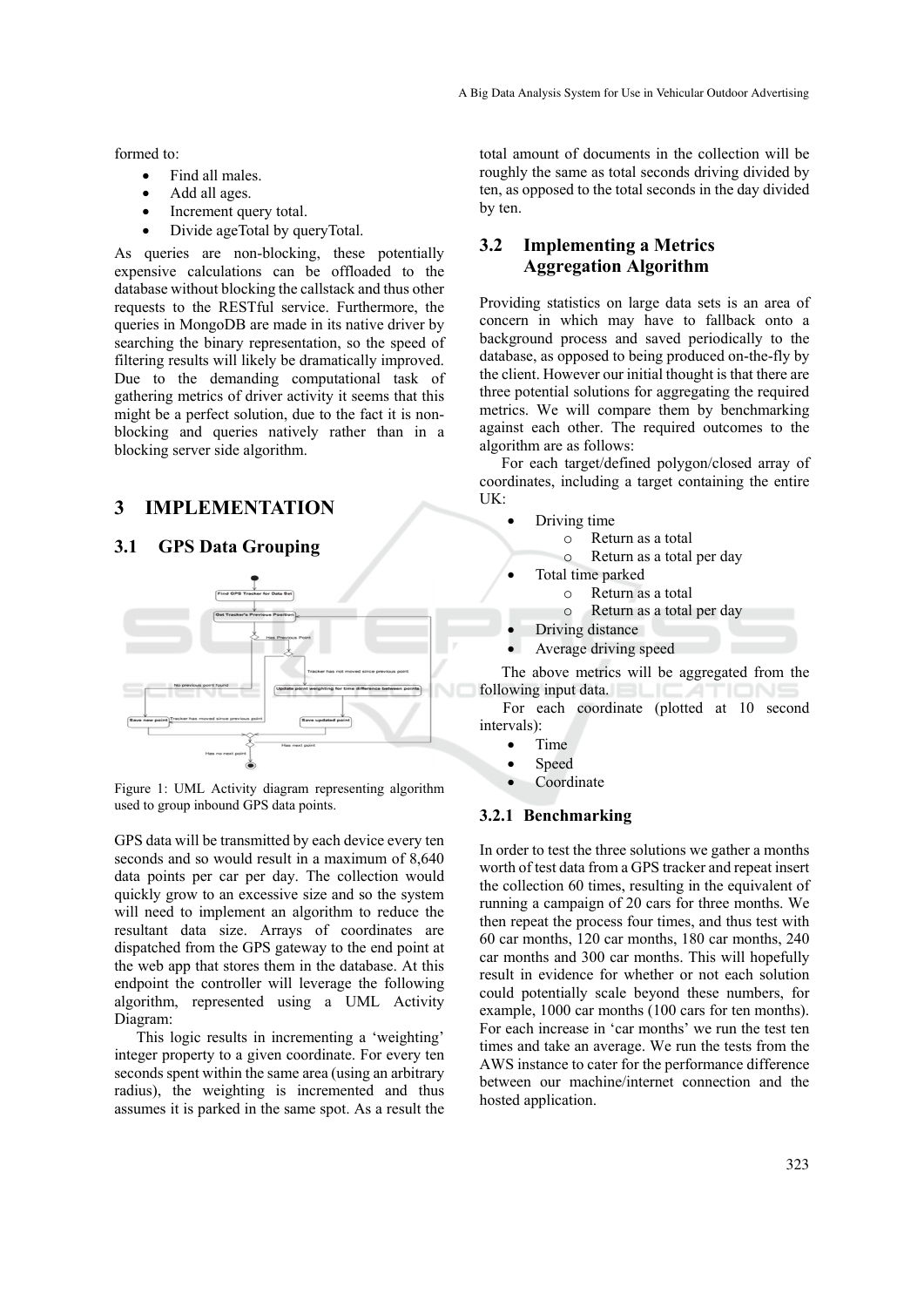formed to:

- Find all males.
- Add all ages.
- Increment query total.
- Divide ageTotal by queryTotal.

As queries are non-blocking, these potentially expensive calculations can be offloaded to the database without blocking the callstack and thus other requests to the RESTful service. Furthermore, the queries in MongoDB are made in its native driver by searching the binary representation, so the speed of filtering results will likely be dramatically improved. Due to the demanding computational task of gathering metrics of driver activity it seems that this might be a perfect solution, due to the fact it is non-blocking and queries natively rather than in a blocking server side algorithm.

# 3 IMPLEMENTATION

## 3.1 GPS Data Grouping

Figure 1: UML Activity diagram representing algorithm used to group inbound GPS data points.

GPS data will be transmitted by each device every ten seconds and so would result in a maximum of 8,640 data points per car per day. The collection would quickly grow to an excessive size and so the system will need to implement an algorithm to reduce the resultant data size. Arrays of coordinates are dispatched from the GPS gateway to the end point at the web app that stores them in the database. At this endpoint the controller will leverage the following algorithm, represented using a UML Activity Diagram:

This logic results in incrementing a 'weighting' integer property to a given coordinate. For every ten seconds spent within the same area (using an arbitrary radius), the weighting is incremented and thus assumes it is parked in the same spot. As a result the total amount of documents in the collection will be roughly the same as total seconds driving divided by ten, as opposed to the total seconds in the day divided by ten.

## 3.2 Implementing a Metrics Aggregation Algorithm

Providing statistics on large data sets is an area of concern in which may have to fallback onto a background process and saved periodically to the database, as opposed to being produced on-the-fly by the client. However our initial thought is that there are three potential solutions for aggregating the required metrics. We will compare them by benchmarking against each other. The required outcomes to the algorithm are as follows:

For each target/defined polygon/closed array of coordinates, including a target containing the entire UK:

- Driving time
  - Return as a total
  - Return as a total per day
- Total time parked
  - Return as a total
  - Return as a total per day
- Driving distance
- Average driving speed

The above metrics will be aggregated from the following input data.

For each coordinate (plotted at 10 second intervals):

- Time
- Speed
- Coordinate

### 3.2.1 Benchmarking

In order to test the three solutions we gather a months worth of test data from a GPS tracker and repeat insert the collection 60 times, resulting in the equivalent of running a campaign of 20 cars for three months. We then repeat the process four times, and thus test with 60 car months, 120 car months, 180 car months, 240 car months and 300 car months. This will hopefully result in evidence for whether or not each solution could potentially scale beyond these numbers, for example, 1000 car months (100 cars for ten months). For each increase in 'car months' we run the test ten times and take an average. We run the tests from the AWS instance to cater for the performance difference between our machine/internet connection and the hosted application.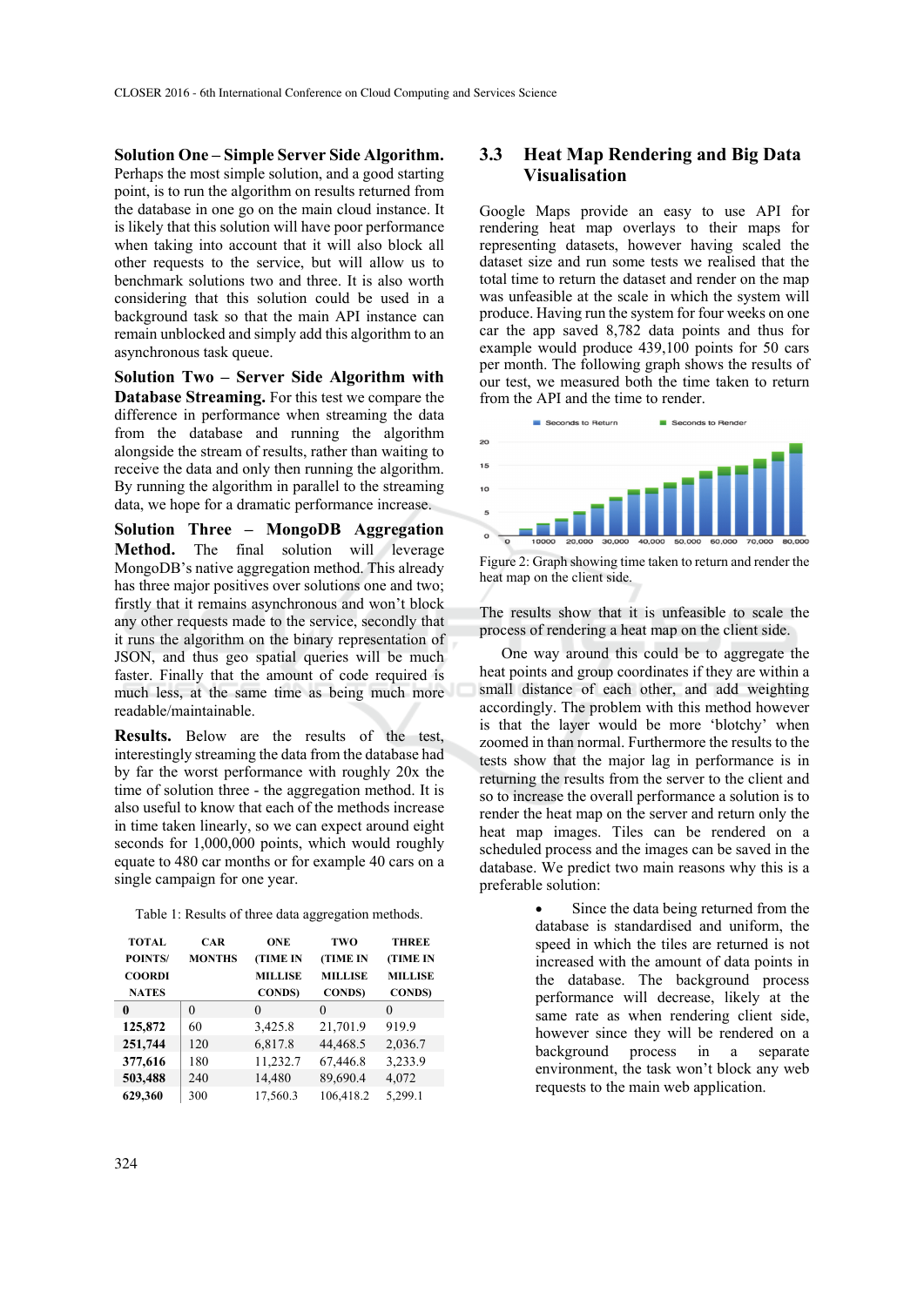**Solution One – Simple Server Side Algorithm.** Perhaps the most simple solution, and a good starting point, is to run the algorithm on results returned from the database in one go on the main cloud instance. It is likely that this solution will have poor performance when taking into account that it will also block all other requests to the service, but will allow us to benchmark solutions two and three. It is also worth considering that this solution could be used in a background task so that the main API instance can remain unblocked and simply add this algorithm to an asynchronous task queue.

**Solution Two – Server Side Algorithm with Database Streaming.** For this test we compare the difference in performance when streaming the data from the database and running the algorithm alongside the stream of results, rather than waiting to receive the data and only then running the algorithm. By running the algorithm in parallel to the streaming data, we hope for a dramatic performance increase.

**Solution Three – MongoDB Aggregation Method.** The final solution will leverage MongoDB's native aggregation method. This already has three major positives over solutions one and two; firstly that it remains asynchronous and won't block any other requests made to the service, secondly that it runs the algorithm on the binary representation of JSON, and thus geo spatial queries will be much faster. Finally that the amount of code required is much less, at the same time as being much more readable/maintainable.

**Results.** Below are the results of the test, interestingly streaming the data from the database had by far the worst performance with roughly 20x the time of solution three - the aggregation method. It is also useful to know that each of the methods increase in time taken linearly, so we can expect around eight seconds for 1,000,000 points, which would roughly equate to 480 car months or for example 40 cars on a single campaign for one year.

Table 1: Results of three data aggregation methods.

| TOTAL POINTS/ COORDINATES | CAR MONTHS | ONE (TIME IN MILLISECONDS) | TWO (TIME IN MILLISECONDS) | THREE (TIME IN MILLISECONDS) |
|---|---|---|---|---|
| **0** | 0 | 0 | 0 | 0 |
| **125,872** | 60 | 3,425.8 | 21,701.9 | 919.9 |
| **251,744** | 120 | 6,817.8 | 44,468.5 | 2,036.7 |
| **377,616** | 180 | 11,232.7 | 67,446.8 | 3,233.9 |
| **503,488** | 240 | 14,480 | 89,690.4 | 4,072 |
| **629,360** | 300 | 17,560.3 | 106,418.2 | 5,299.1 |

## 3.3 Heat Map Rendering and Big Data Visualisation

Google Maps provide an easy to use API for rendering heat map overlays to their maps for representing datasets, however having scaled the dataset size and run some tests we realised that the total time to return the dataset and render on the map was unfeasible at the scale in which the system will produce. Having run the system for four weeks on one car the app saved 8,782 data points and thus for example would produce 439,100 points for 50 cars per month. The following graph shows the results of our test, we measured both the time taken to return from the API and the time to render.

Figure 2: Graph showing time taken to return and render the heat map on the client side.

The results show that it is unfeasible to scale the process of rendering a heat map on the client side.

One way around this could be to aggregate the heat points and group coordinates if they are within a small distance of each other, and add weighting accordingly. The problem with this method however is that the layer would be more 'blotchy' when zoomed in than normal. Furthermore the results to the tests show that the major lag in performance is in returning the results from the server to the client and so to increase the overall performance a solution is to render the heat map on the server and return only the heat map images. Tiles can be rendered on a scheduled process and the images can be saved in the database. We predict two main reasons why this is a preferable solution:

- Since the data being returned from the database is standardised and uniform, the speed in which the tiles are returned is not increased with the amount of data points in the database. The background process performance will decrease, likely at the same rate as when rendering client side, however since they will be rendered on a background process in a separate environment, the task won't block any web requests to the main web application.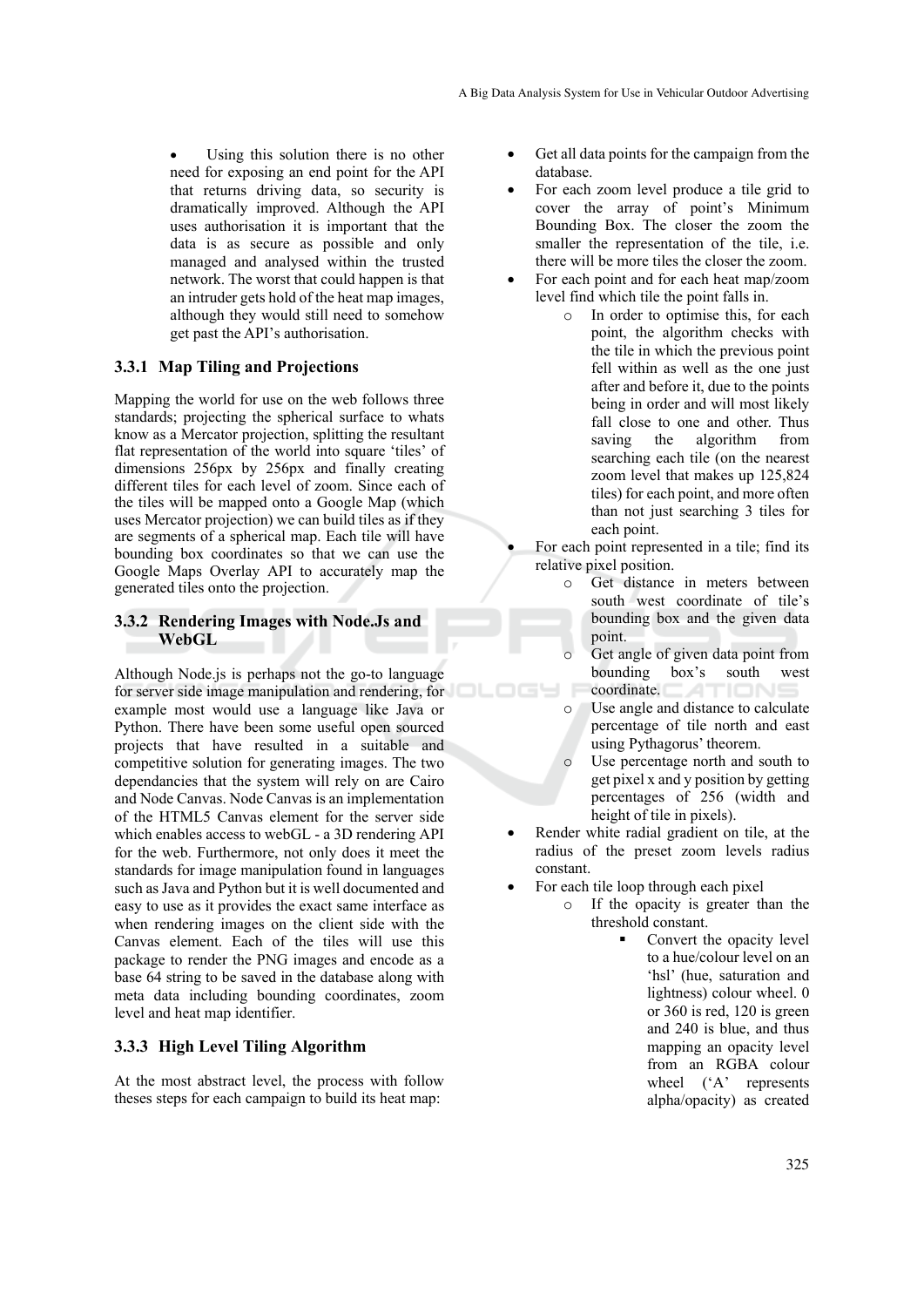- Using this solution there is no other need for exposing an end point for the API that returns driving data, so security is dramatically improved. Although the API uses authorisation it is important that the data is as secure as possible and only managed and analysed within the trusted network. The worst that could happen is that an intruder gets hold of the heat map images, although they would still need to somehow get past the API's authorisation.

### 3.3.1 Map Tiling and Projections

Mapping the world for use on the web follows three standards; projecting the spherical surface to whats know as a Mercator projection, splitting the resultant flat representation of the world into square 'tiles' of dimensions 256px by 256px and finally creating different tiles for each level of zoom. Since each of the tiles will be mapped onto a Google Map (which uses Mercator projection) we can build tiles as if they are segments of a spherical map. Each tile will have bounding box coordinates so that we can use the Google Maps Overlay API to accurately map the generated tiles onto the projection.

### 3.3.2 Rendering Images with Node.Js and WebGL

Although Node.js is perhaps not the go-to language for server side image manipulation and rendering, for example most would use a language like Java or Python. There have been some useful open sourced projects that have resulted in a suitable and competitive solution for generating images. The two dependancies that the system will rely on are Cairo and Node Canvas. Node Canvas is an implementation of the HTML5 Canvas element for the server side which enables access to webGL - a 3D rendering API for the web. Furthermore, not only does it meet the standards for image manipulation found in languages such as Java and Python but it is well documented and easy to use as it provides the exact same interface as when rendering images on the client side with the Canvas element. Each of the tiles will use this package to render the PNG images and encode as a base 64 string to be saved in the database along with meta data including bounding coordinates, zoom level and heat map identifier.

### 3.3.3 High Level Tiling Algorithm

At the most abstract level, the process with follow theses steps for each campaign to build its heat map:

- Get all data points for the campaign from the database.
- For each zoom level produce a tile grid to cover the array of point's Minimum Bounding Box. The closer the zoom the smaller the representation of the tile, i.e. there will be more tiles the closer the zoom.
- For each point and for each heat map/zoom level find which tile the point falls in.
  - In order to optimise this, for each point, the algorithm checks with the tile in which the previous point fell within as well as the one just after and before it, due to the points being in order and will most likely fall close to one and other. Thus saving the algorithm from searching each tile (on the nearest zoom level that makes up 125,824 tiles) for each point, and more often than not just searching 3 tiles for each point.
- For each point represented in a tile; find its relative pixel position.
  - Get distance in meters between south west coordinate of tile's bounding box and the given data point.
  - Get angle of given data point from bounding box's south west coordinate.
  - Use angle and distance to calculate percentage of tile north and east using Pythagorus' theorem.
  - Use percentage north and south to get pixel x and y position by getting percentages of 256 (width and height of tile in pixels).
- Render white radial gradient on tile, at the radius of the preset zoom levels radius constant.
- For each tile loop through each pixel
  - If the opacity is greater than the threshold constant.
    - Convert the opacity level to a hue/colour level on an 'hsl' (hue, saturation and lightness) colour wheel. 0 or 360 is red, 120 is green and 240 is blue, and thus mapping an opacity level from an RGBA colour wheel ('A' represents alpha/opacity) as created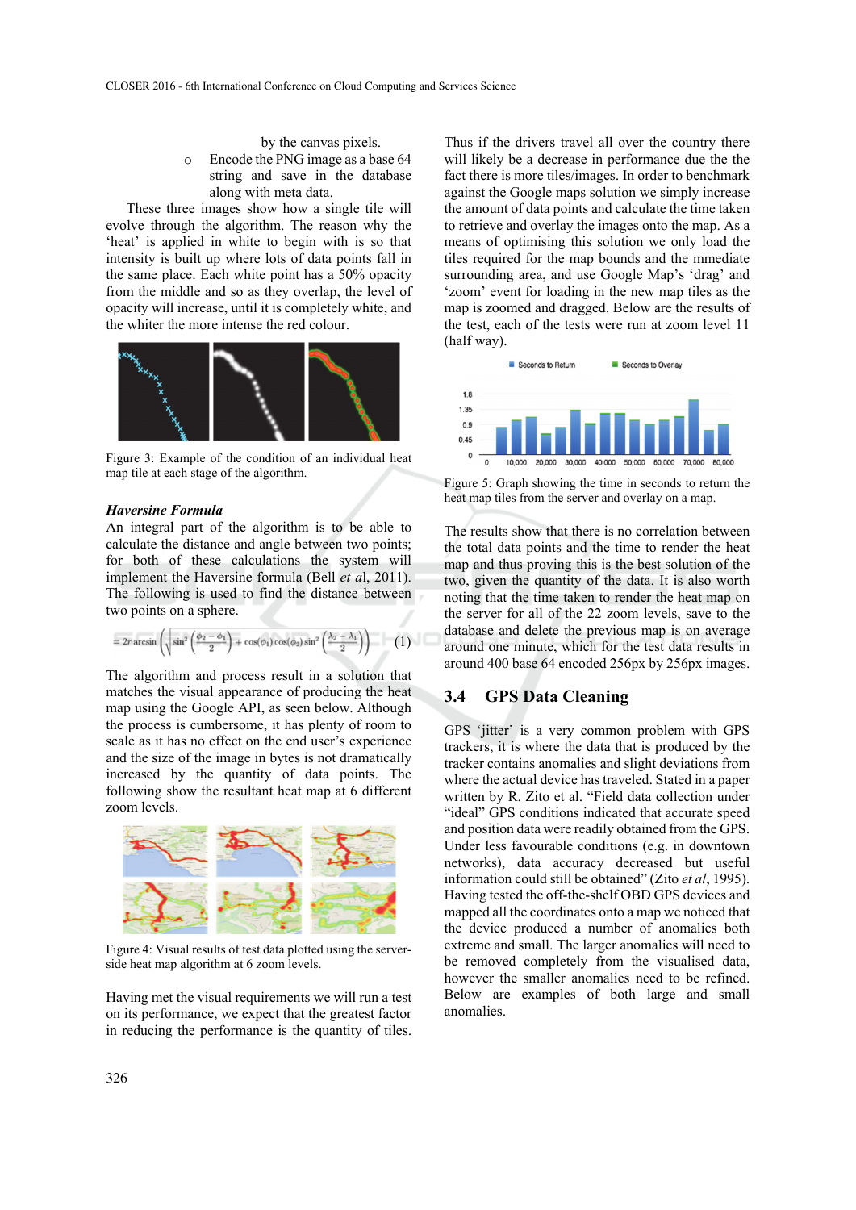by the canvas pixels.

- Encode the PNG image as a base 64 string and save in the database along with meta data.

These three images show how a single tile will evolve through the algorithm. The reason why the 'heat' is applied in white to begin with is so that intensity is built up where lots of data points fall in the same place. Each white point has a 50% opacity from the middle and so as they overlap, the level of opacity will increase, until it is completely white, and the whiter the more intense the red colour.

Figure 3: Example of the condition of an individual heat map tile at each stage of the algorithm.

### *Haversine Formula*

An integral part of the algorithm is to be able to calculate the distance and angle between two points; for both of these calculations the system will implement the Haversine formula (Bell *et al*, 2011). The following is used to find the distance between two points on a sphere.

$$= 2r \arcsin\left(\sqrt{\sin^2\left(\frac{\phi_2 - \phi_1}{2}\right) + \cos(\phi_1)\cos(\phi_2)\sin^2\left(\frac{\lambda_2 - \lambda_1}{2}\right)}\right) \quad (1)$$

The algorithm and process result in a solution that matches the visual appearance of producing the heat map using the Google API, as seen below. Although the process is cumbersome, it has plenty of room to scale as it has no effect on the end user's experience and the size of the image in bytes is not dramatically increased by the quantity of data points. The following show the resultant heat map at 6 different zoom levels.

Figure 4: Visual results of test data plotted using the server-side heat map algorithm at 6 zoom levels.

Having met the visual requirements we will run a test on its performance, we expect that the greatest factor in reducing the performance is the quantity of tiles. Thus if the drivers travel all over the country there will likely be a decrease in performance due the the fact there is more tiles/images. In order to benchmark against the Google maps solution we simply increase the amount of data points and calculate the time taken to retrieve and overlay the images onto the map. As a means of optimising this solution we only load the tiles required for the map bounds and the mmediate surrounding area, and use Google Map's 'drag' and 'zoom' event for loading in the new map tiles as the map is zoomed and dragged. Below are the results of the test, each of the tests were run at zoom level 11 (half way).

Figure 5: Graph showing the time in seconds to return the heat map tiles from the server and overlay on a map.

The results show that there is no correlation between the total data points and the time to render the heat map and thus proving this is the best solution of the two, given the quantity of the data. It is also worth noting that the time taken to render the heat map on the server for all of the 22 zoom levels, save to the database and delete the previous map is on average around one minute, which for the test data results in around 400 base 64 encoded 256px by 256px images.

## 3.4 GPS Data Cleaning

GPS 'jitter' is a very common problem with GPS trackers, it is where the data that is produced by the tracker contains anomalies and slight deviations from where the actual device has traveled. Stated in a paper written by R. Zito et al. "Field data collection under "ideal" GPS conditions indicated that accurate speed and position data were readily obtained from the GPS. Under less favourable conditions (e.g. in downtown networks), data accuracy decreased but useful information could still be obtained" (Zito *et al*, 1995). Having tested the off-the-shelf OBD GPS devices and mapped all the coordinates onto a map we noticed that the device produced a number of anomalies both extreme and small. The larger anomalies will need to be removed completely from the visualised data, however the smaller anomalies need to be refined. Below are examples of both large and small anomalies.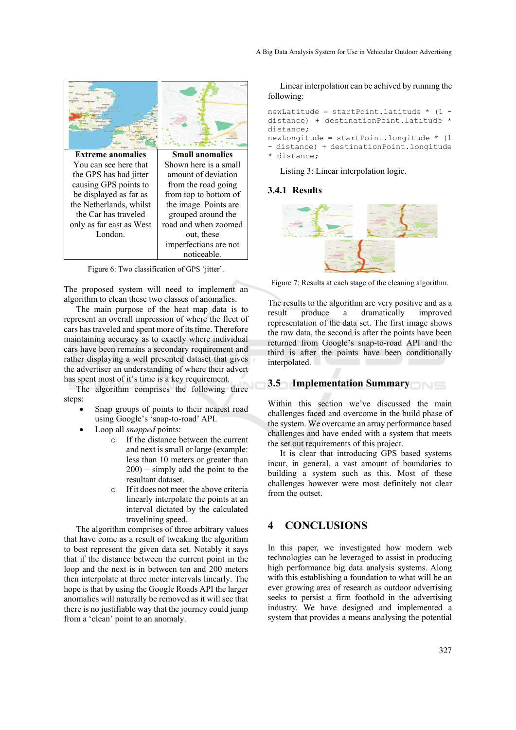| Extreme anomalies | Small anomalies |
|---|---|
| You can see here that the GPS has had jitter causing GPS points to be displayed as far as the Netherlands, whilst the Car has traveled only as far east as West London. | Shown here is a small amount of deviation from the road going from top to bottom of the image. Points are grouped around the road and when zoomed out, these imperfections are not noticeable. |

Figure 6: Two classification of GPS 'jitter'.

The proposed system will need to implement an algorithm to clean these two classes of anomalies.

The main purpose of the heat map data is to represent an overall impression of where the fleet of cars has traveled and spent more of its time. Therefore maintaining accuracy as to exactly where individual cars have been remains a secondary requirement and rather displaying a well presented dataset that gives the advertiser an understanding of where their advert has spent most of it's time is a key requirement.

The algorithm comprises the following three steps:

- Snap groups of points to their nearest road using Google's 'snap-to-road' API.
- Loop all *snapped* points:
  - If the distance between the current and next is small or large (example: less than 10 meters or greater than 200) – simply add the point to the resultant dataset.
  - If it does not meet the above criteria linearly interpolate the points at an interval dictated by the calculated traveling speed.

The algorithm comprises of three arbitrary values that have come as a result of tweaking the algorithm to best represent the given data set. Notably it says that if the distance between the current point in the loop and the next is in between ten and 200 meters then interpolate at three meter intervals linearly. The hope is that by using the Google Roads API the larger anomalies will naturally be removed as it will see that there is no justifiable way that the journey could jump from a 'clean' point to an anomaly.

Linear interpolation can be achived by running the following:

```
newLatitude = startPoint.latitude * (1 - distance) + destinationPoint.latitude * distance;
newLongitude = startPoint.longitude * (1 - distance) + destinationPoint.longitude * distance;
```

Listing 3: Linear interpolation logic.

### 3.4.1 Results

Figure 7: Results at each stage of the cleaning algorithm.

The results to the algorithm are very positive and as a result produce a dramatically improved representation of the data set. The first image shows the raw data, the second is after the points have been returned from Google's snap-to-road API and the third is after the points have been conditionally interpolated.

## 3.5 Implementation Summary

Within this section we've discussed the main challenges faced and overcome in the build phase of the system. We overcame an array performance based challenges and have ended with a system that meets the set out requirements of this project.

It is clear that introducing GPS based systems incur, in general, a vast amount of boundaries to building a system such as this. Most of these challenges however were most definitely not clear from the outset.

# 4 CONCLUSIONS

In this paper, we investigated how modern web technologies can be leveraged to assist in producing high performance big data analysis systems. Along with this establishing a foundation to what will be an ever growing area of research as outdoor advertising seeks to persist a firm foothold in the advertising industry. We have designed and implemented a system that provides a means analysing the potential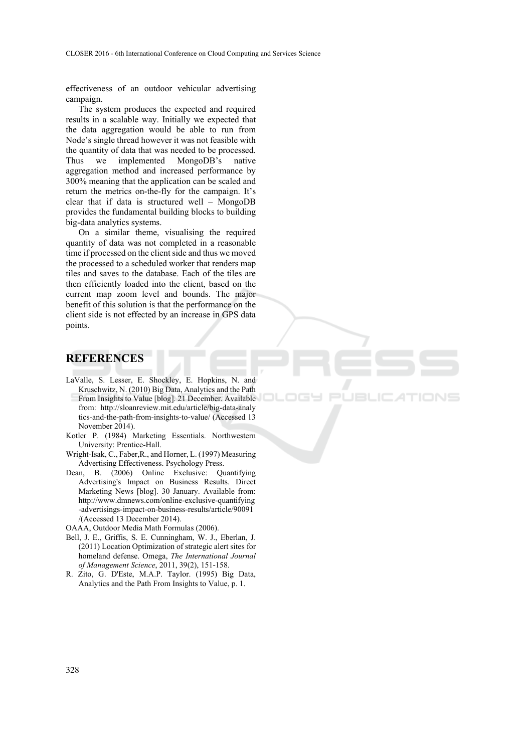effectiveness of an outdoor vehicular advertising campaign.

The system produces the expected and required results in a scalable way. Initially we expected that the data aggregation would be able to run from Node's single thread however it was not feasible with the quantity of data that was needed to be processed. Thus we implemented MongoDB's native aggregation method and increased performance by 300% meaning that the application can be scaled and return the metrics on-the-fly for the campaign. It's clear that if data is structured well – MongoDB provides the fundamental building blocks to building big-data analytics systems.

On a similar theme, visualising the required quantity of data was not completed in a reasonable time if processed on the client side and thus we moved the processed to a scheduled worker that renders map tiles and saves to the database. Each of the tiles are then efficiently loaded into the client, based on the current map zoom level and bounds. The major benefit of this solution is that the performance on the client side is not effected by an increase in GPS data points.

## REFERENCES

LaValle, S. Lesser, E. Shockley, E. Hopkins, N. and Kruschwitz, N. (2010) Big Data, Analytics and the Path From Insights to Value [blog]. 21 December. Available from: http://sloanreview.mit.edu/article/big-data-analytics-and-the-path-from-insights-to-value/ (Accessed 13 November 2014).

Kotler P. (1984) Marketing Essentials. Northwestern University: Prentice-Hall.

Wright-Isak, C., Faber,R., and Horner, L. (1997) Measuring Advertising Effectiveness. Psychology Press.

Dean, B. (2006) Online Exclusive: Quantifying Advertising's Impact on Business Results. Direct Marketing News [blog]. 30 January. Available from: http://www.dmnews.com/online-exclusive-quantifying-advertisings-impact-on-business-results/article/90091/(Accessed 13 December 2014).

OAAA, Outdoor Media Math Formulas (2006).

Bell, J. E., Griffis, S. E. Cunningham, W. J., Eberlan, J. (2011) Location Optimization of strategic alert sites for homeland defense. Omega, *The International Journal of Management Science*, 2011, 39(2), 151-158.

R. Zito, G. D'Este, M.A.P. Taylor. (1995) Big Data, Analytics and the Path From Insights to Value, p. 1.